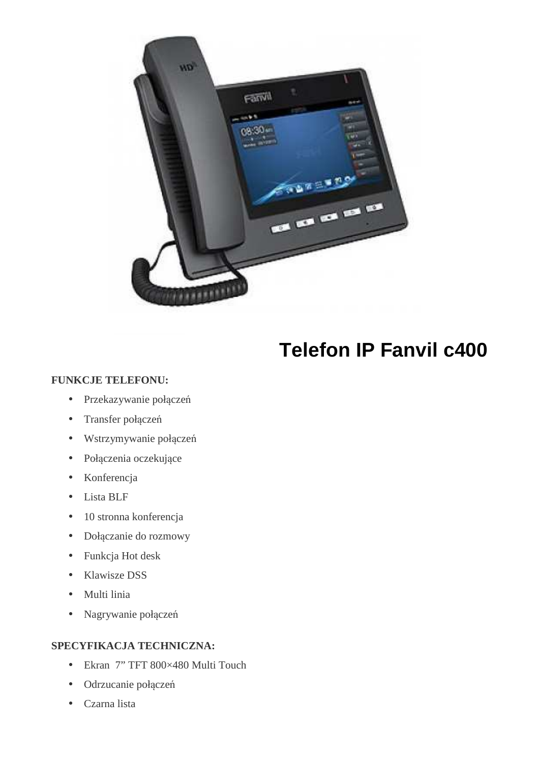# Telefon IP Fanvil c400

**FUNKCJE TELEFONU:**

- Przekazywanie połączeń
- Transfer połączeń
- Wstrzymywanie połączeń
- Połączenia oczekujące
- Konferencja
- Lista BLF
- 10 stronna konferencja
- Dołączanie do rozmowy
- Funkcja Hot desk
- Klawisze DSS
- Multi linia
- Nagrywanie połączeń

**SPECYFIKACJA TECHNICZNA:**

- Ekran 7" TFT 800×480 Multi Touch
- Odrzucanie połączeń
- Czarna lista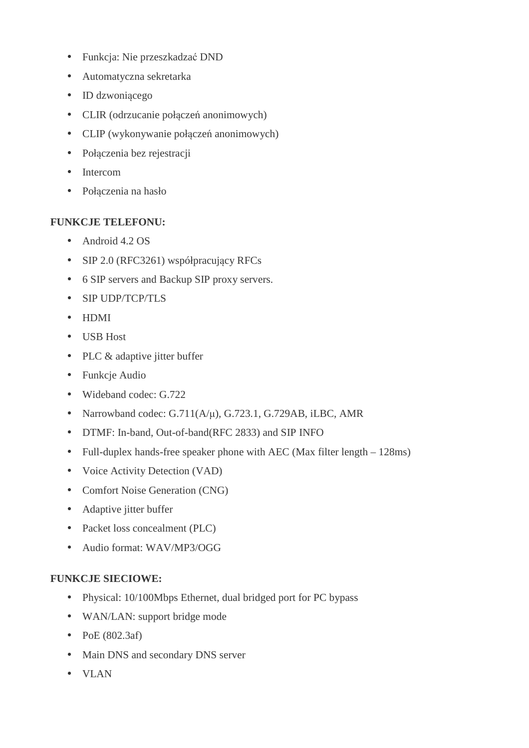- Funkcja: Nie przeszkadzać DND
- Automatyczna sekretarka
- ID dzwoniącego
- CLIR (odrzucanie połączeń anonimowych)
- CLIP (wykonywanie połączeń anonimowych)
- Połączenia bez rejestracji
- Intercom
- Połączenia na hasło

**FUNKCJE TELEFONU:**

- Android 4.2 OS
- SIP 2.0 (RFC3261) współpracujący RFCs
- 6 SIP servers and Backup SIP proxy servers.
- SIP UDP/TCP/TLS
- HDMI
- USB Host
- PLC & adaptive jitter buffer
- Funkcje Audio
- Wideband codec: G.722
- Narrowband codec: G.711(A/μ), G.723.1, G.729AB, iLBC, AMR
- DTMF: In-band, Out-of-band(RFC 2833) and SIP INFO
- Full-duplex hands-free speaker phone with AEC (Max filter length – 128ms)
- Voice Activity Detection (VAD)
- Comfort Noise Generation (CNG)
- Adaptive jitter buffer
- Packet loss concealment (PLC)
- Audio format: WAV/MP3/OGG

**FUNKCJE SIECIOWE:**

- Physical: 10/100Mbps Ethernet, dual bridged port for PC bypass
- WAN/LAN: support bridge mode
- PoE (802.3af)
- Main DNS and secondary DNS server
- VLAN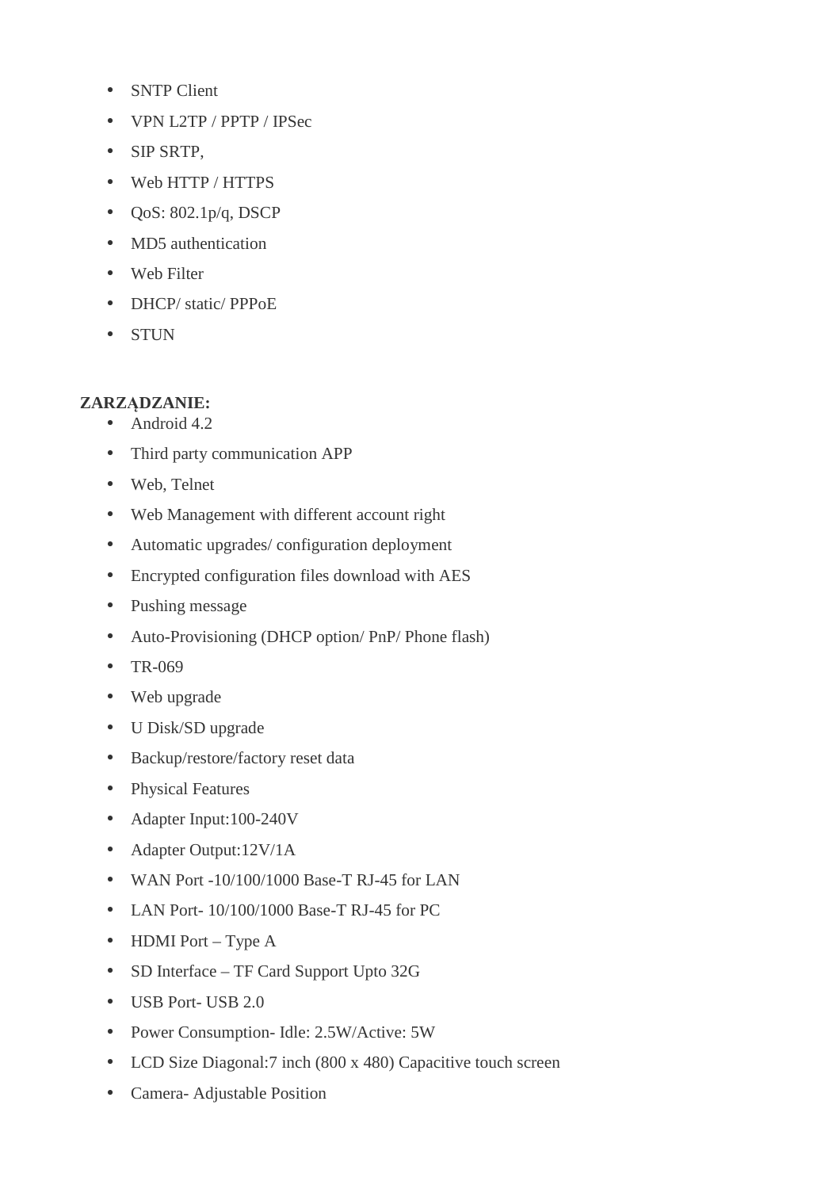- SNTP Client
- VPN L2TP / PPTP / IPSec
- SIP SRTP,
- Web HTTP / HTTPS
- QoS: 802.1p/q, DSCP
- MD5 authentication
- Web Filter
- DHCP/ static/ PPPoE
- STUN

**ZARZĄDZANIE:**

- Android 4.2
- Third party communication APP
- Web, Telnet
- Web Management with different account right
- Automatic upgrades/ configuration deployment
- Encrypted configuration files download with AES
- Pushing message
- Auto-Provisioning (DHCP option/ PnP/ Phone flash)
- TR-069
- Web upgrade
- U Disk/SD upgrade
- Backup/restore/factory reset data
- Physical Features
- Adapter Input:100-240V
- Adapter Output:12V/1A
- WAN Port -10/100/1000 Base-T RJ-45 for LAN
- LAN Port- 10/100/1000 Base-T RJ-45 for PC
- HDMI Port – Type A
- SD Interface – TF Card Support Upto 32G
- USB Port- USB 2.0
- Power Consumption- Idle: 2.5W/Active: 5W
- LCD Size Diagonal:7 inch (800 x 480) Capacitive touch screen
- Camera- Adjustable Position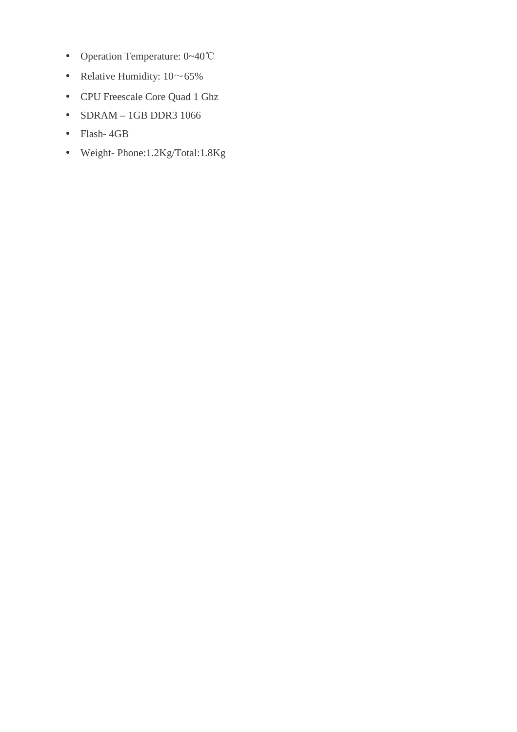- Operation Temperature: 0~40℃
- Relative Humidity: 10～65%
- CPU Freescale Core Quad 1 Ghz
- SDRAM – 1GB DDR3 1066
- Flash- 4GB
- Weight- Phone:1.2Kg/Total:1.8Kg